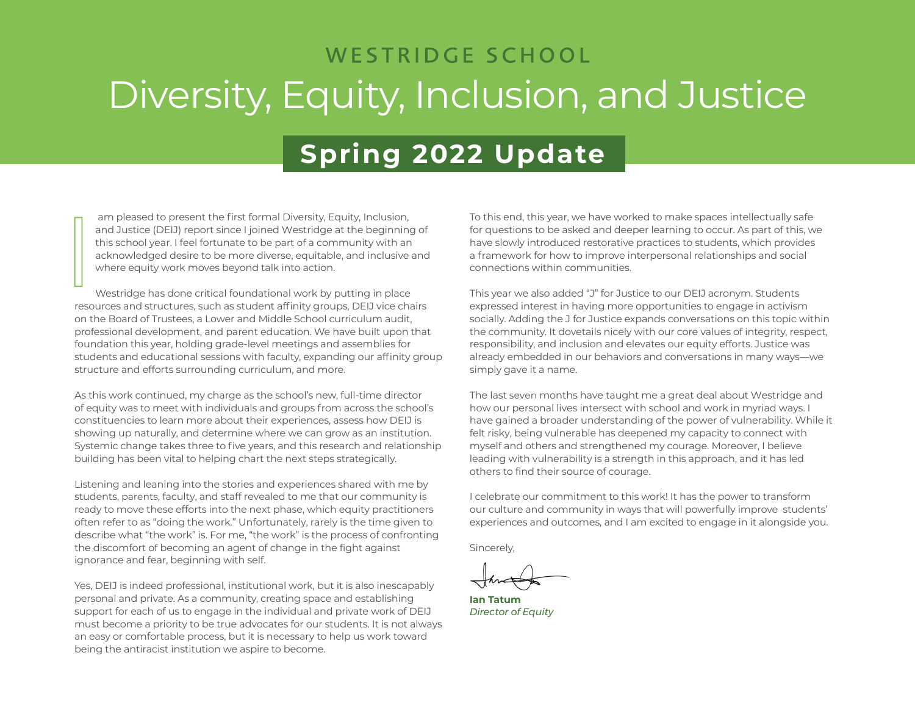WESTRIDGE SCHOOL

# Diversity, Equity, Inclusion, and Justice

## Spring 2022 Update

I am pleased to present the first formal Diversity, Equity, Inclusion, and Justice (DEIJ) report since I joined Westridge at the beginning of this school year. I feel fortunate to be part of a community with an acknowledged desire to be more diverse, equitable, and inclusive and where equity work moves beyond talk into action.

Westridge has done critical foundational work by putting in place resources and structures, such as student affinity groups, DEIJ vice chairs on the Board of Trustees, a Lower and Middle School curriculum audit, professional development, and parent education. We have built upon that foundation this year, holding grade-level meetings and assemblies for students and educational sessions with faculty, expanding our affinity group structure and efforts surrounding curriculum, and more.

As this work continued, my charge as the school's new, full-time director of equity was to meet with individuals and groups from across the school's constituencies to learn more about their experiences, assess how DEIJ is showing up naturally, and determine where we can grow as an institution. Systemic change takes three to five years, and this research and relationship building has been vital to helping chart the next steps strategically.

Listening and leaning into the stories and experiences shared with me by students, parents, faculty, and staff revealed to me that our community is ready to move these efforts into the next phase, which equity practitioners often refer to as "doing the work." Unfortunately, rarely is the time given to describe what "the work" is. For me, "the work" is the process of confronting the discomfort of becoming an agent of change in the fight against ignorance and fear, beginning with self.

Yes, DEIJ is indeed professional, institutional work, but it is also inescapably personal and private. As a community, creating space and establishing support for each of us to engage in the individual and private work of DEIJ must become a priority to be true advocates for our students. It is not always an easy or comfortable process, but it is necessary to help us work toward being the antiracist institution we aspire to become.

To this end, this year, we have worked to make spaces intellectually safe for questions to be asked and deeper learning to occur. As part of this, we have slowly introduced restorative practices to students, which provides a framework for how to improve interpersonal relationships and social connections within communities.

This year we also added "J" for Justice to our DEIJ acronym. Students expressed interest in having more opportunities to engage in activism socially. Adding the J for Justice expands conversations on this topic within the community. It dovetails nicely with our core values of integrity, respect, responsibility, and inclusion and elevates our equity efforts. Justice was already embedded in our behaviors and conversations in many ways—we simply gave it a name.

The last seven months have taught me a great deal about Westridge and how our personal lives intersect with school and work in myriad ways. I have gained a broader understanding of the power of vulnerability. While it felt risky, being vulnerable has deepened my capacity to connect with myself and others and strengthened my courage. Moreover, I believe leading with vulnerability is a strength in this approach, and it has led others to find their source of courage.

I celebrate our commitment to this work! It has the power to transform our culture and community in ways that will powerfully improve students' experiences and outcomes, and I am excited to engage in it alongside you.

Sincerely,

**Ian Tatum**
*Director of Equity*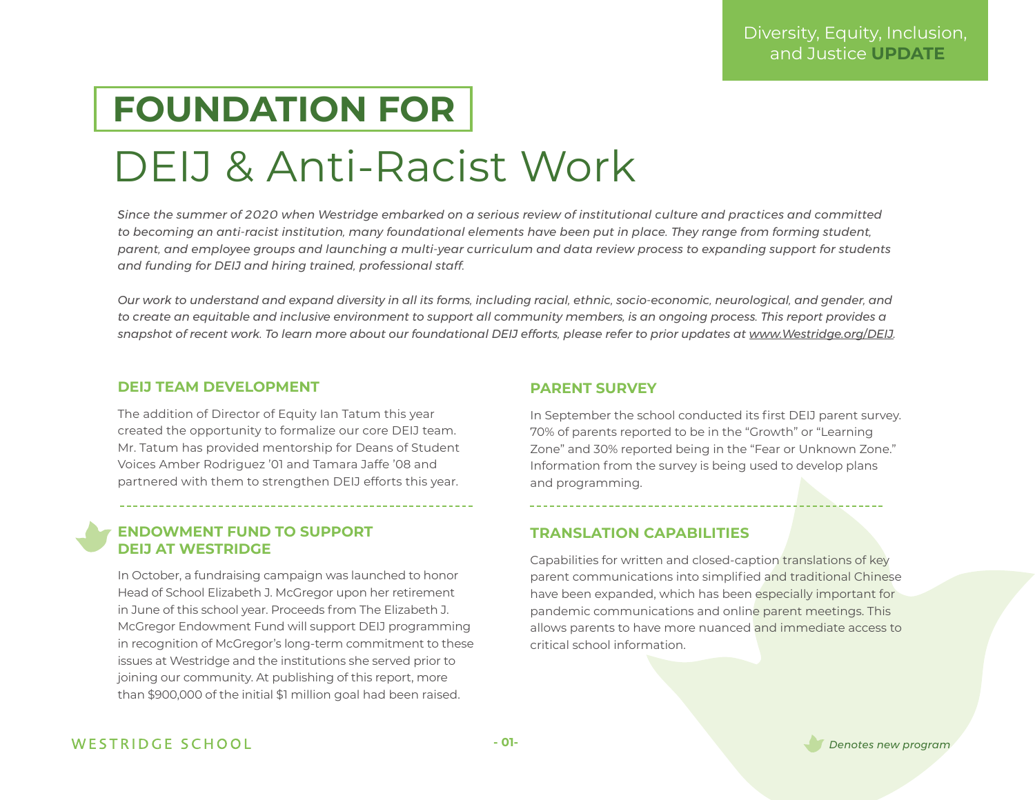Diversity, Equity, Inclusion, and Justice **UPDATE**

# FOUNDATION FOR DEIJ & Anti-Racist Work

*Since the summer of 2020 when Westridge embarked on a serious review of institutional culture and practices and committed to becoming an anti-racist institution, many foundational elements have been put in place. They range from forming student, parent, and employee groups and launching a multi-year curriculum and data review process to expanding support for students and funding for DEIJ and hiring trained, professional staff.*

*Our work to understand and expand diversity in all its forms, including racial, ethnic, socio-economic, neurological, and gender, and to create an equitable and inclusive environment to support all community members, is an ongoing process. This report provides a snapshot of recent work. To learn more about our foundational DEIJ efforts, please refer to prior updates at www.Westridge.org/DEIJ.*

## DEIJ TEAM DEVELOPMENT

The addition of Director of Equity Ian Tatum this year created the opportunity to formalize our core DEIJ team. Mr. Tatum has provided mentorship for Deans of Student Voices Amber Rodriguez '01 and Tamara Jaffe '08 and partnered with them to strengthen DEIJ efforts this year.

## ENDOWMENT FUND TO SUPPORT DEIJ AT WESTRIDGE

In October, a fundraising campaign was launched to honor Head of School Elizabeth J. McGregor upon her retirement in June of this school year. Proceeds from The Elizabeth J. McGregor Endowment Fund will support DEIJ programming in recognition of McGregor's long-term commitment to these issues at Westridge and the institutions she served prior to joining our community. At publishing of this report, more than $900,000 of the initial $1 million goal had been raised.

## PARENT SURVEY

In September the school conducted its first DEIJ parent survey. 70% of parents reported to be in the "Growth" or "Learning Zone" and 30% reported being in the "Fear or Unknown Zone." Information from the survey is being used to develop plans and programming.

## TRANSLATION CAPABILITIES

Capabilities for written and closed-caption translations of key parent communications into simplified and traditional Chinese have been expanded, which has been especially important for pandemic communications and online parent meetings. This allows parents to have more nuanced and immediate access to critical school information.

*Denotes new program*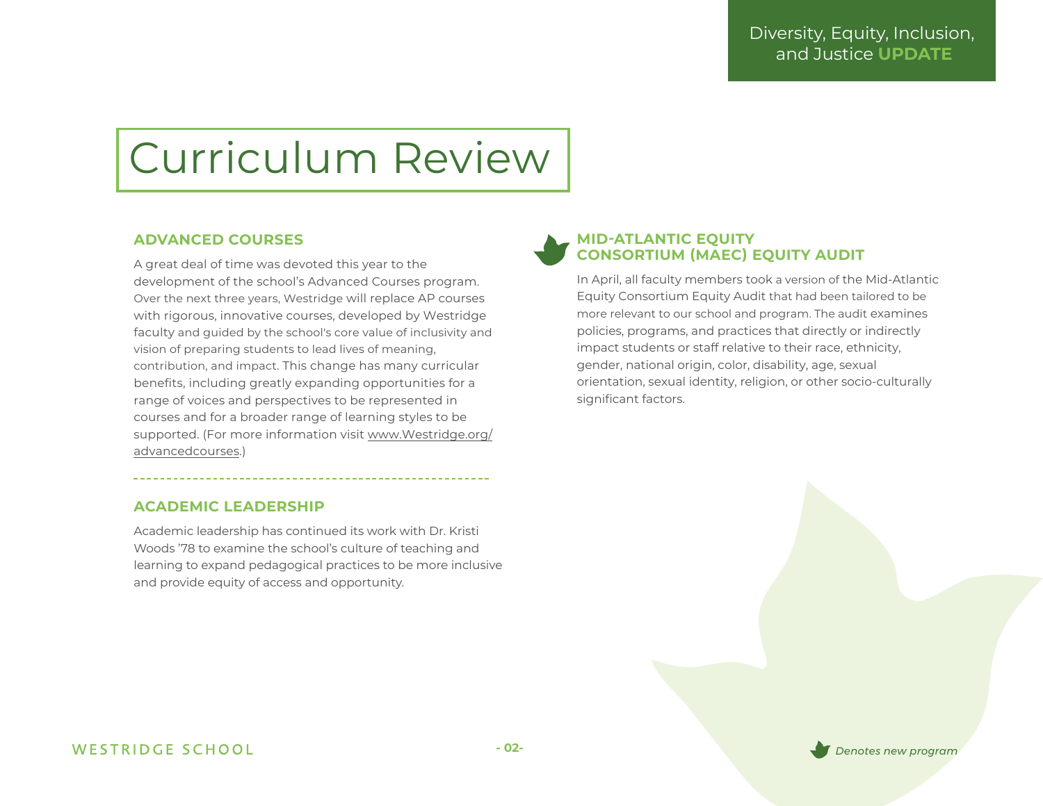# Curriculum Review

## ADVANCED COURSES

A great deal of time was devoted this year to the development of the school's Advanced Courses program. Over the next three years, Westridge will replace AP courses with rigorous, innovative courses, developed by Westridge faculty and guided by the school's core value of inclusivity and vision of preparing students to lead lives of meaning, contribution, and impact. This change has many curricular benefits, including greatly expanding opportunities for a range of voices and perspectives to be represented in courses and for a broader range of learning styles to be supported. (For more information visit www.Westridge.org/advancedcourses.)

## ACADEMIC LEADERSHIP

Academic leadership has continued its work with Dr. Kristi Woods '78 to examine the school's culture of teaching and learning to expand pedagogical practices to be more inclusive and provide equity of access and opportunity.

## MID-ATLANTIC EQUITY CONSORTIUM (MAEC) EQUITY AUDIT

In April, all faculty members took a version of the Mid-Atlantic Equity Consortium Equity Audit that had been tailored to be more relevant to our school and program. The audit examines policies, programs, and practices that directly or indirectly impact students or staff relative to their race, ethnicity, gender, national origin, color, disability, age, sexual orientation, sexual identity, religion, or other socio-culturally significant factors.

*Denotes new program*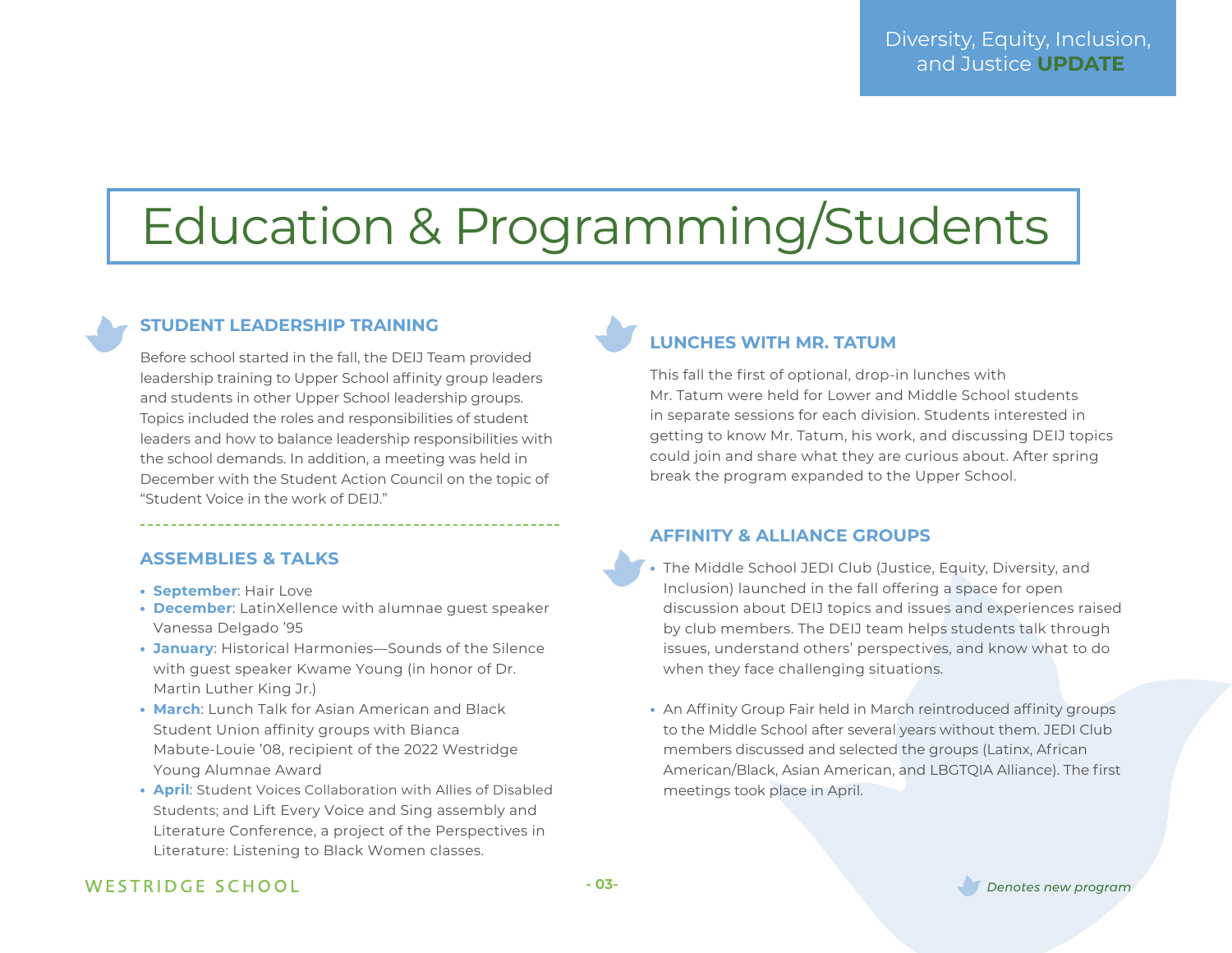# Education & Programming/Students

### STUDENT LEADERSHIP TRAINING

Before school started in the fall, the DEIJ Team provided leadership training to Upper School affinity group leaders and students in other Upper School leadership groups. Topics included the roles and responsibilities of student leaders and how to balance leadership responsibilities with the school demands. In addition, a meeting was held in December with the Student Action Council on the topic of "Student Voice in the work of DEIJ."

### ASSEMBLIES & TALKS

- **September**: Hair Love
- **December**: LatinXellence with alumnae guest speaker Vanessa Delgado '95
- **January**: Historical Harmonies—Sounds of the Silence with guest speaker Kwame Young (in honor of Dr. Martin Luther King Jr.)
- **March**: Lunch Talk for Asian American and Black Student Union affinity groups with Bianca Mabute-Louie '08, recipient of the 2022 Westridge Young Alumnae Award
- **April**: Student Voices Collaboration with Allies of Disabled Students; and Lift Every Voice and Sing assembly and Literature Conference, a project of the Perspectives in Literature: Listening to Black Women classes.

### LUNCHES WITH MR. TATUM

This fall the first of optional, drop-in lunches with Mr. Tatum were held for Lower and Middle School students in separate sessions for each division. Students interested in getting to know Mr. Tatum, his work, and discussing DEIJ topics could join and share what they are curious about. After spring break the program expanded to the Upper School.

### AFFINITY & ALLIANCE GROUPS

- The Middle School JEDI Club (Justice, Equity, Diversity, and Inclusion) launched in the fall offering a space for open discussion about DEIJ topics and issues and experiences raised by club members. The DEIJ team helps students talk through issues, understand others' perspectives, and know what to do when they face challenging situations.
- An Affinity Group Fair held in March reintroduced affinity groups to the Middle School after several years without them. JEDI Club members discussed and selected the groups (Latinx, African American/Black, Asian American, and LBGTQIA Alliance). The first meetings took place in April.

*Denotes new program*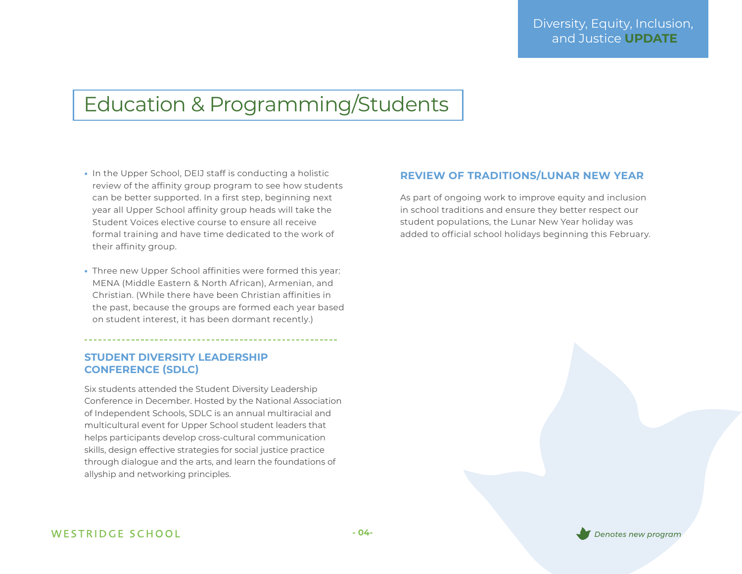# Education & Programming/Students

- In the Upper School, DEIJ staff is conducting a holistic review of the affinity group program to see how students can be better supported. In a first step, beginning next year all Upper School affinity group heads will take the Student Voices elective course to ensure all receive formal training and have time dedicated to the work of their affinity group.

- Three new Upper School affinities were formed this year: MENA (Middle Eastern & North African), Armenian, and Christian. (While there have been Christian affinities in the past, because the groups are formed each year based on student interest, it has been dormant recently.)

---

## STUDENT DIVERSITY LEADERSHIP CONFERENCE (SDLC)

Six students attended the Student Diversity Leadership Conference in December. Hosted by the National Association of Independent Schools, SDLC is an annual multiracial and multicultural event for Upper School student leaders that helps participants develop cross-cultural communication skills, design effective strategies for social justice practice through dialogue and the arts, and learn the foundations of allyship and networking principles.

## REVIEW OF TRADITIONS/LUNAR NEW YEAR

As part of ongoing work to improve equity and inclusion in school traditions and ensure they better respect our student populations, the Lunar New Year holiday was added to official school holidays beginning this February.

*Denotes new program*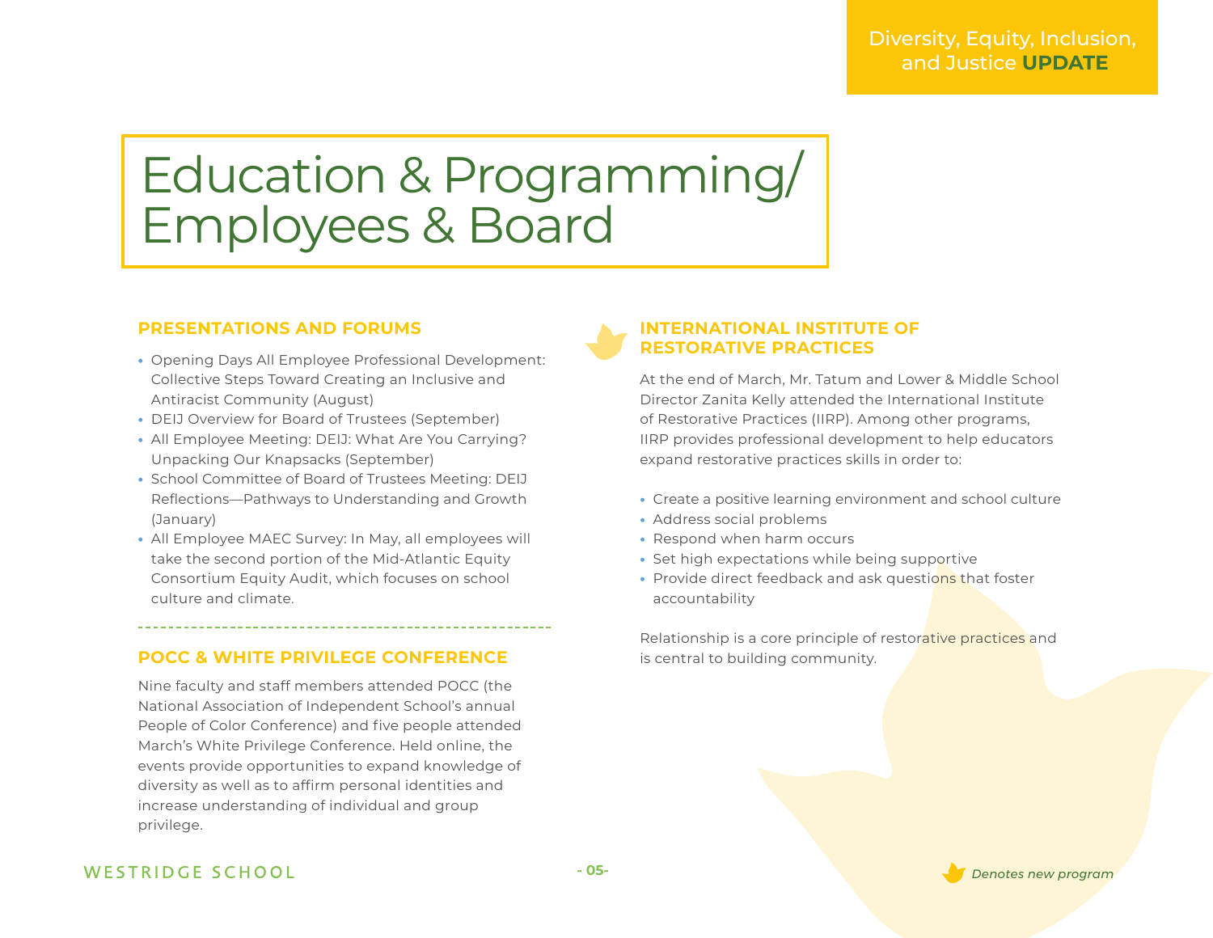# Education & Programming/ Employees & Board

## PRESENTATIONS AND FORUMS

- Opening Days All Employee Professional Development: Collective Steps Toward Creating an Inclusive and Antiracist Community (August)
- DEIJ Overview for Board of Trustees (September)
- All Employee Meeting: DEIJ: What Are You Carrying? Unpacking Our Knapsacks (September)
- School Committee of Board of Trustees Meeting: DEIJ Reflections—Pathways to Understanding and Growth (January)
- All Employee MAEC Survey: In May, all employees will take the second portion of the Mid-Atlantic Equity Consortium Equity Audit, which focuses on school culture and climate.

## POCC & WHITE PRIVILEGE CONFERENCE

Nine faculty and staff members attended POCC (the National Association of Independent School's annual People of Color Conference) and five people attended March's White Privilege Conference. Held online, the events provide opportunities to expand knowledge of diversity as well as to affirm personal identities and increase understanding of individual and group privilege.

## INTERNATIONAL INSTITUTE OF RESTORATIVE PRACTICES

At the end of March, Mr. Tatum and Lower & Middle School Director Zanita Kelly attended the International Institute of Restorative Practices (IIRP). Among other programs, IIRP provides professional development to help educators expand restorative practices skills in order to:

- Create a positive learning environment and school culture
- Address social problems
- Respond when harm occurs
- Set high expectations while being supportive
- Provide direct feedback and ask questions that foster accountability

Relationship is a core principle of restorative practices and is central to building community.

*Denotes new program*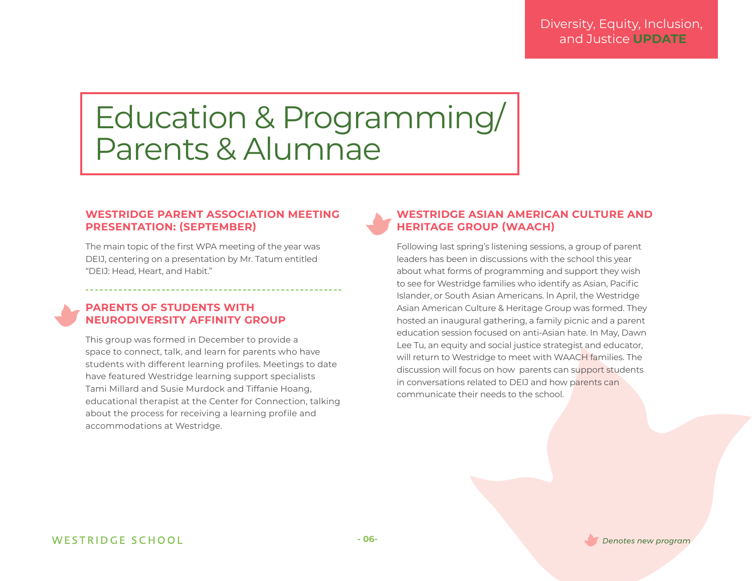Diversity, Equity, Inclusion, and Justice **UPDATE**

# Education & Programming/ Parents & Alumnae

## WESTRIDGE PARENT ASSOCIATION MEETING PRESENTATION: (SEPTEMBER)

The main topic of the first WPA meeting of the year was DEIJ, centering on a presentation by Mr. Tatum entitled "DEIJ: Head, Heart, and Habit."

---

## PARENTS OF STUDENTS WITH NEURODIVERSITY AFFINITY GROUP

This group was formed in December to provide a space to connect, talk, and learn for parents who have students with different learning profiles. Meetings to date have featured Westridge learning support specialists Tami Millard and Susie Murdock and Tiffanie Hoang, educational therapist at the Center for Connection, talking about the process for receiving a learning profile and accommodations at Westridge.

## WESTRIDGE ASIAN AMERICAN CULTURE AND HERITAGE GROUP (WAACH)

Following last spring's listening sessions, a group of parent leaders has been in discussions with the school this year about what forms of programming and support they wish to see for Westridge families who identify as Asian, Pacific Islander, or South Asian Americans. In April, the Westridge Asian American Culture & Heritage Group was formed. They hosted an inaugural gathering, a family picnic and a parent education session focused on anti-Asian hate. In May, Dawn Lee Tu, an equity and social justice strategist and educator, will return to Westridge to meet with WAACH families. The discussion will focus on how parents can support students in conversations related to DEIJ and how parents can communicate their needs to the school.

*Denotes new program*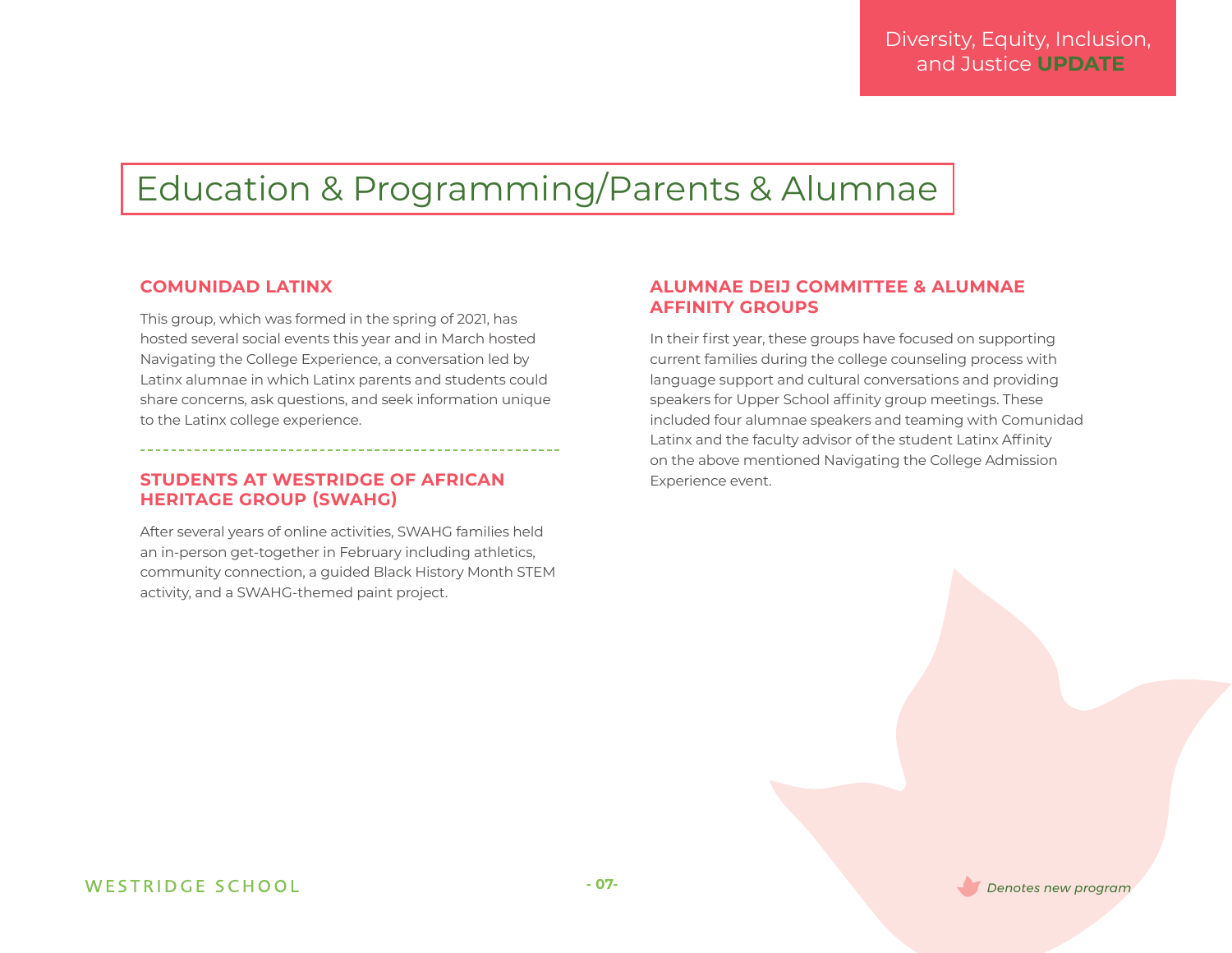# Education & Programming/Parents & Alumnae

### COMUNIDAD LATINX

This group, which was formed in the spring of 2021, has hosted several social events this year and in March hosted Navigating the College Experience, a conversation led by Latinx alumnae in which Latinx parents and students could share concerns, ask questions, and seek information unique to the Latinx college experience.

### STUDENTS AT WESTRIDGE OF AFRICAN HERITAGE GROUP (SWAHG)

After several years of online activities, SWAHG families held an in-person get-together in February including athletics, community connection, a guided Black History Month STEM activity, and a SWAHG-themed paint project.

### ALUMNAE DEIJ COMMITTEE & ALUMNAE AFFINITY GROUPS

In their first year, these groups have focused on supporting current families during the college counseling process with language support and cultural conversations and providing speakers for Upper School affinity group meetings. These included four alumnae speakers and teaming with Comunidad Latinx and the faculty advisor of the student Latinx Affinity on the above mentioned Navigating the College Admission Experience event.

*Denotes new program*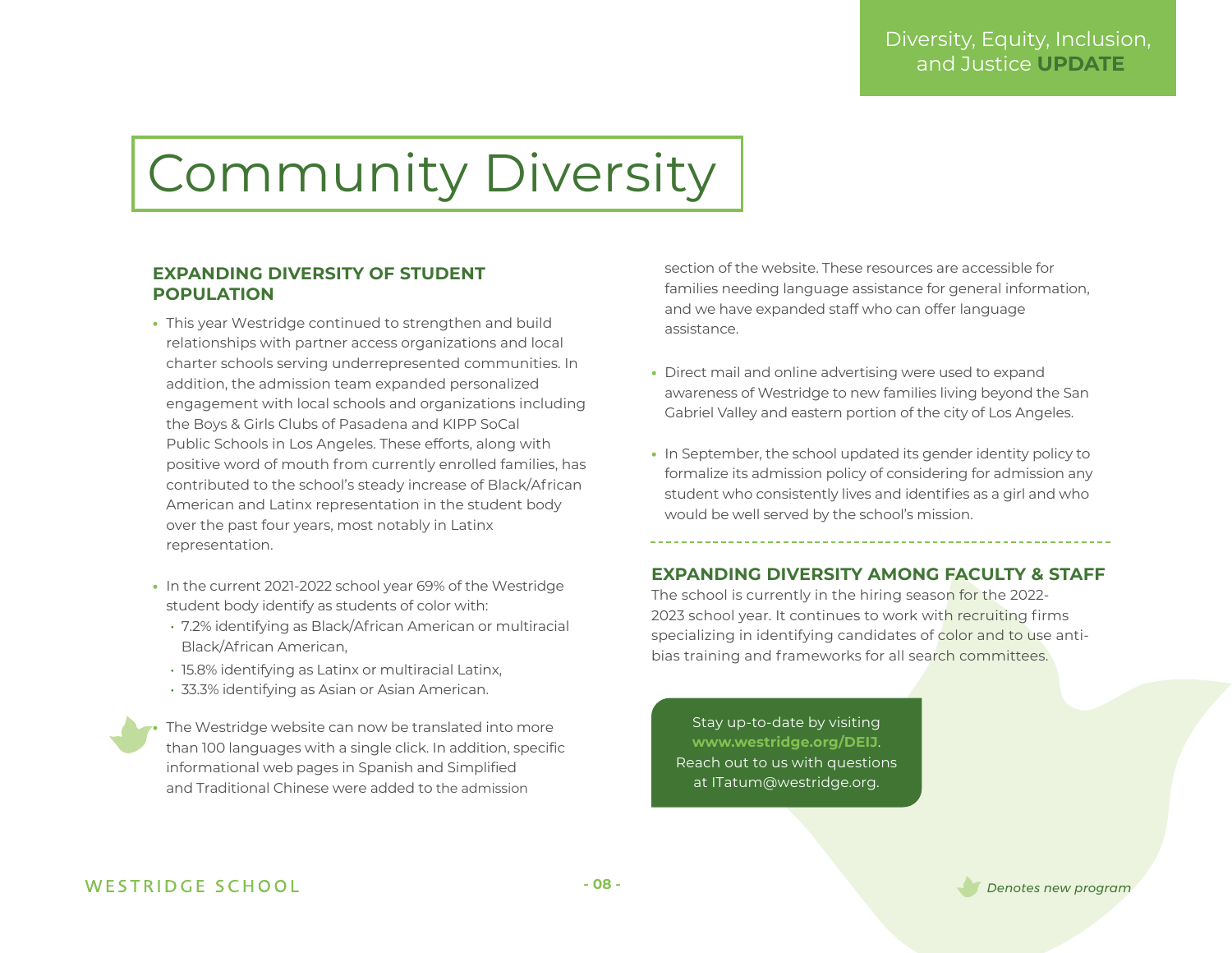# Community Diversity

## EXPANDING DIVERSITY OF STUDENT POPULATION

- This year Westridge continued to strengthen and build relationships with partner access organizations and local charter schools serving underrepresented communities. In addition, the admission team expanded personalized engagement with local schools and organizations including the Boys & Girls Clubs of Pasadena and KIPP SoCal Public Schools in Los Angeles. These efforts, along with positive word of mouth from currently enrolled families, has contributed to the school's steady increase of Black/African American and Latinx representation in the student body over the past four years, most notably in Latinx representation.

- In the current 2021-2022 school year 69% of the Westridge student body identify as students of color with:
  - 7.2% identifying as Black/African American or multiracial Black/African American,
  - 15.8% identifying as Latinx or multiracial Latinx,
  - 33.3% identifying as Asian or Asian American.

- The Westridge website can now be translated into more than 100 languages with a single click. In addition, specific informational web pages in Spanish and Simplified and Traditional Chinese were added to the admission section of the website. These resources are accessible for families needing language assistance for general information, and we have expanded staff who can offer language assistance.

- Direct mail and online advertising were used to expand awareness of Westridge to new families living beyond the San Gabriel Valley and eastern portion of the city of Los Angeles.

- In September, the school updated its gender identity policy to formalize its admission policy of considering for admission any student who consistently lives and identifies as a girl and who would be well served by the school's mission.

## EXPANDING DIVERSITY AMONG FACULTY & STAFF

The school is currently in the hiring season for the 2022-2023 school year. It continues to work with recruiting firms specializing in identifying candidates of color and to use anti-bias training and frameworks for all search committees.

Stay up-to-date by visiting **www.westridge.org/DEIJ**. Reach out to us with questions at ITatum@westridge.org.

*Denotes new program*